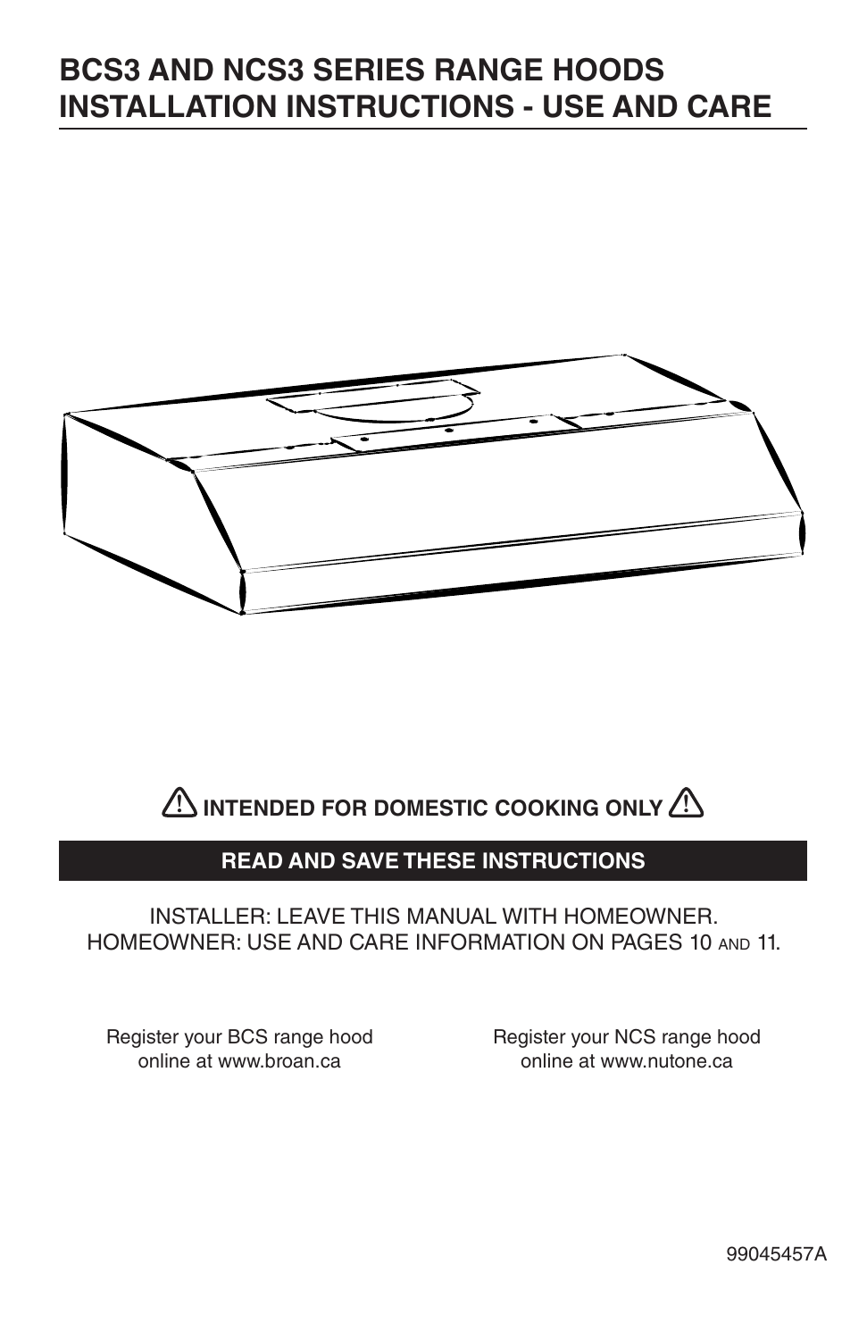# BCS3 AND NCS3 SERIES RANGE HOODS INSTALLATION INSTRUCTIONS - USE AND CARE

⚠ **INTENDED FOR DOMESTIC COOKING ONLY** ⚠

**READ AND SAVE THESE INSTRUCTIONS**

INSTALLER: LEAVE THIS MANUAL WITH HOMEOWNER.
HOMEOWNER: USE AND CARE INFORMATION ON PAGES 10 AND 11.

Register your BCS range hood online at www.broan.ca

Register your NCS range hood online at www.nutone.ca

99045457A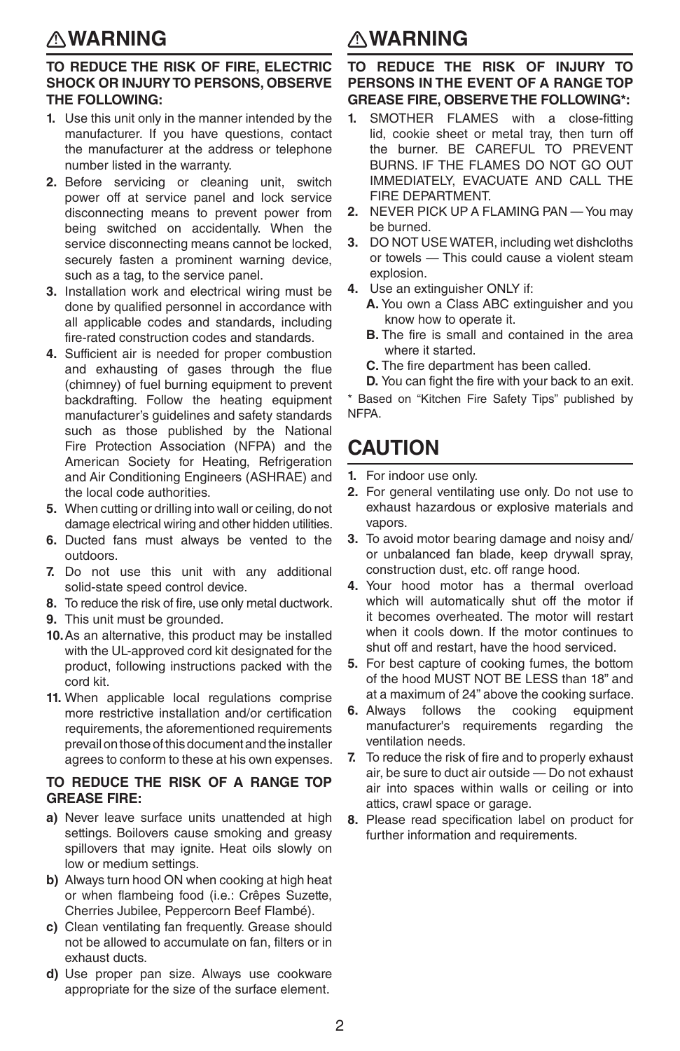## ⚠WARNING

**TO REDUCE THE RISK OF FIRE, ELECTRIC SHOCK OR INJURY TO PERSONS, OBSERVE THE FOLLOWING:**

1. Use this unit only in the manner intended by the manufacturer. If you have questions, contact the manufacturer at the address or telephone number listed in the warranty.
2. Before servicing or cleaning unit, switch power off at service panel and lock service disconnecting means to prevent power from being switched on accidentally. When the service disconnecting means cannot be locked, securely fasten a prominent warning device, such as a tag, to the service panel.
3. Installation work and electrical wiring must be done by qualified personnel in accordance with all applicable codes and standards, including fire-rated construction codes and standards.
4. Sufficient air is needed for proper combustion and exhausting of gases through the flue (chimney) of fuel burning equipment to prevent backdrafting. Follow the heating equipment manufacturer's guidelines and safety standards such as those published by the National Fire Protection Association (NFPA) and the American Society for Heating, Refrigeration and Air Conditioning Engineers (ASHRAE) and the local code authorities.
5. When cutting or drilling into wall or ceiling, do not damage electrical wiring and other hidden utilities.
6. Ducted fans must always be vented to the outdoors.
7. Do not use this unit with any additional solid-state speed control device.
8. To reduce the risk of fire, use only metal ductwork.
9. This unit must be grounded.
10. As an alternative, this product may be installed with the UL-approved cord kit designated for the product, following instructions packed with the cord kit.
11. When applicable local regulations comprise more restrictive installation and/or certification requirements, the aforementioned requirements prevail on those of this document and the installer agrees to conform to these at his own expenses.

**TO REDUCE THE RISK OF A RANGE TOP GREASE FIRE:**

a) Never leave surface units unattended at high settings. Boilovers cause smoking and greasy spillovers that may ignite. Heat oils slowly on low or medium settings.
b) Always turn hood ON when cooking at high heat or when flambeing food (i.e.: Crêpes Suzette, Cherries Jubilee, Peppercorn Beef Flambé).
c) Clean ventilating fan frequently. Grease should not be allowed to accumulate on fan, filters or in exhaust ducts.
d) Use proper pan size. Always use cookware appropriate for the size of the surface element.

## ⚠WARNING

**TO REDUCE THE RISK OF INJURY TO PERSONS IN THE EVENT OF A RANGE TOP GREASE FIRE, OBSERVE THE FOLLOWING*:**

1. SMOTHER FLAMES with a close-fitting lid, cookie sheet or metal tray, then turn off the burner. BE CAREFUL TO PREVENT BURNS. IF THE FLAMES DO NOT GO OUT IMMEDIATELY, EVACUATE AND CALL THE FIRE DEPARTMENT.
2. NEVER PICK UP A FLAMING PAN — You may be burned.
3. DO NOT USE WATER, including wet dishcloths or towels — This could cause a violent steam explosion.
4. Use an extinguisher ONLY if:
   **A.** You own a Class ABC extinguisher and you know how to operate it.
   **B.** The fire is small and contained in the area where it started.
   **C.** The fire department has been called.
   **D.** You can fight the fire with your back to an exit.

* Based on "Kitchen Fire Safety Tips" published by NFPA.

## CAUTION

1. For indoor use only.
2. For general ventilating use only. Do not use to exhaust hazardous or explosive materials and vapors.
3. To avoid motor bearing damage and noisy and/or unbalanced fan blade, keep drywall spray, construction dust, etc. off range hood.
4. Your hood motor has a thermal overload which will automatically shut off the motor if it becomes overheated. The motor will restart when it cools down. If the motor continues to shut off and restart, have the hood serviced.
5. For best capture of cooking fumes, the bottom of the hood MUST NOT BE LESS than 18" and at a maximum of 24" above the cooking surface.
6. Always follows the cooking equipment manufacturer's requirements regarding the ventilation needs.
7. To reduce the risk of fire and to properly exhaust air, be sure to duct air outside — Do not exhaust air into spaces within walls or ceiling or into attics, crawl space or garage.
8. Please read specification label on product for further information and requirements.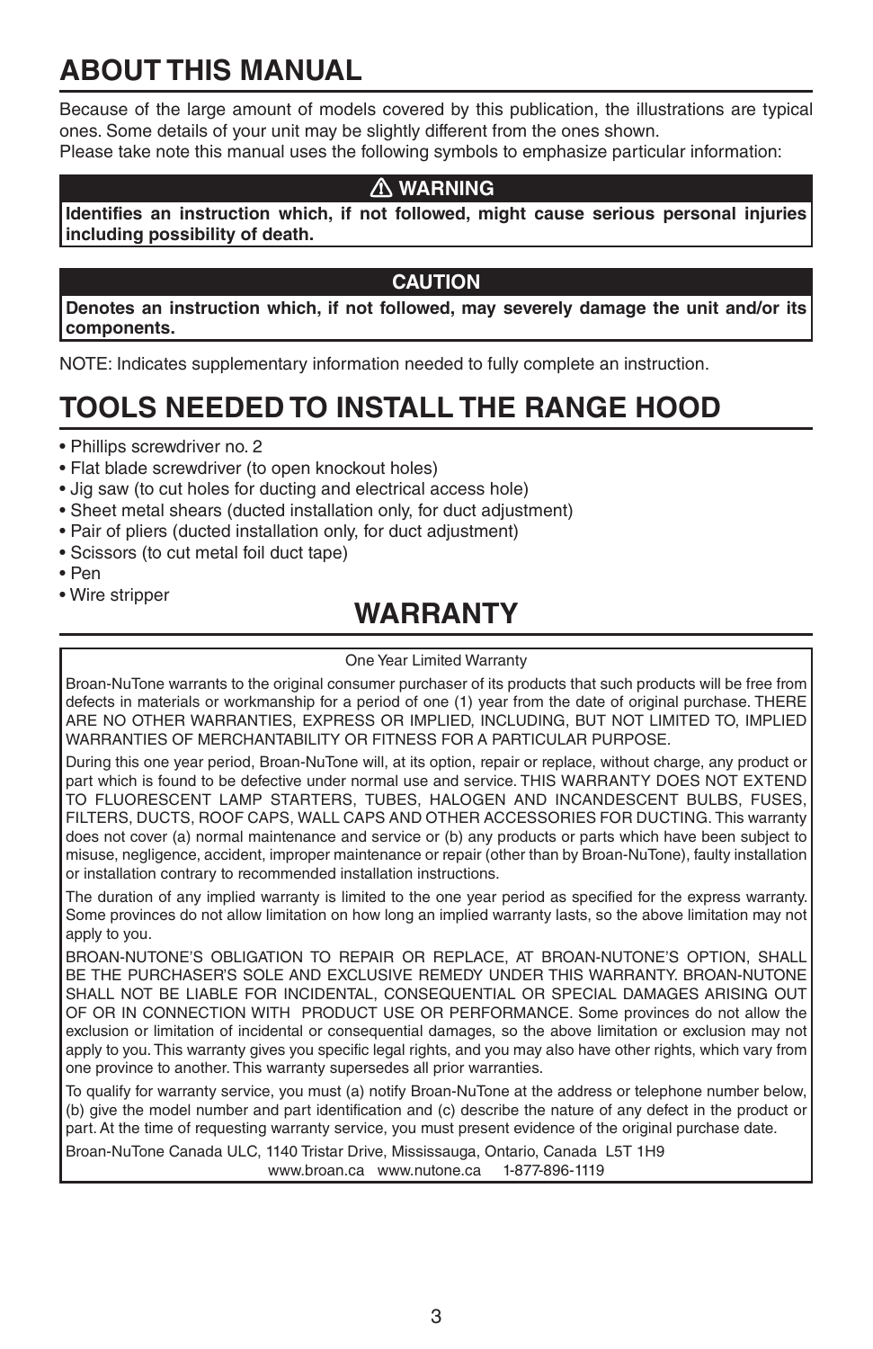# ABOUT THIS MANUAL

Because of the large amount of models covered by this publication, the illustrations are typical ones. Some details of your unit may be slightly different from the ones shown.

Please take note this manual uses the following symbols to emphasize particular information:

**⚠ WARNING**

**Identifies an instruction which, if not followed, might cause serious personal injuries including possibility of death.**

**CAUTION**

**Denotes an instruction which, if not followed, may severely damage the unit and/or its components.**

NOTE: Indicates supplementary information needed to fully complete an instruction.

# TOOLS NEEDED TO INSTALL THE RANGE HOOD

- Phillips screwdriver no. 2
- Flat blade screwdriver (to open knockout holes)
- Jig saw (to cut holes for ducting and electrical access hole)
- Sheet metal shears (ducted installation only, for duct adjustment)
- Pair of pliers (ducted installation only, for duct adjustment)
- Scissors (to cut metal foil duct tape)
- Pen
- Wire stripper

# WARRANTY

One Year Limited Warranty

Broan-NuTone warrants to the original consumer purchaser of its products that such products will be free from defects in materials or workmanship for a period of one (1) year from the date of original purchase. THERE ARE NO OTHER WARRANTIES, EXPRESS OR IMPLIED, INCLUDING, BUT NOT LIMITED TO, IMPLIED WARRANTIES OF MERCHANTABILITY OR FITNESS FOR A PARTICULAR PURPOSE.

During this one year period, Broan-NuTone will, at its option, repair or replace, without charge, any product or part which is found to be defective under normal use and service. THIS WARRANTY DOES NOT EXTEND TO FLUORESCENT LAMP STARTERS, TUBES, HALOGEN AND INCANDESCENT BULBS, FUSES, FILTERS, DUCTS, ROOF CAPS, WALL CAPS AND OTHER ACCESSORIES FOR DUCTING. This warranty does not cover (a) normal maintenance and service or (b) any products or parts which have been subject to misuse, negligence, accident, improper maintenance or repair (other than by Broan-NuTone), faulty installation or installation contrary to recommended installation instructions.

The duration of any implied warranty is limited to the one year period as specified for the express warranty. Some provinces do not allow limitation on how long an implied warranty lasts, so the above limitation may not apply to you.

BROAN-NUTONE'S OBLIGATION TO REPAIR OR REPLACE, AT BROAN-NUTONE'S OPTION, SHALL BE THE PURCHASER'S SOLE AND EXCLUSIVE REMEDY UNDER THIS WARRANTY. BROAN-NUTONE SHALL NOT BE LIABLE FOR INCIDENTAL, CONSEQUENTIAL OR SPECIAL DAMAGES ARISING OUT OF OR IN CONNECTION WITH PRODUCT USE OR PERFORMANCE. Some provinces do not allow the exclusion or limitation of incidental or consequential damages, so the above limitation or exclusion may not apply to you. This warranty gives you specific legal rights, and you may also have other rights, which vary from one province to another. This warranty supersedes all prior warranties.

To qualify for warranty service, you must (a) notify Broan-NuTone at the address or telephone number below, (b) give the model number and part identification and (c) describe the nature of any defect in the product or part. At the time of requesting warranty service, you must present evidence of the original purchase date.

Broan-NuTone Canada ULC, 1140 Tristar Drive, Mississauga, Ontario, Canada L5T 1H9
www.broan.ca www.nutone.ca 1-877-896-1119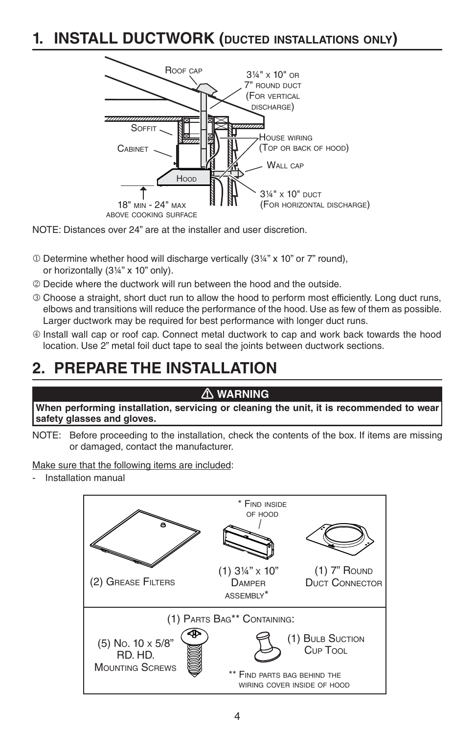# 1. INSTALL DUCTWORK (DUCTED INSTALLATIONS ONLY)

Roof cap

3¼" x 10" or 7" round duct (For vertical discharge)

Soffit

Cabinet

House wiring (Top or back of hood)

Wall cap

Hood

18" min - 24" max above cooking surface

3¼" x 10" duct (For horizontal discharge)

NOTE: Distances over 24" are at the installer and user discretion.

① Determine whether hood will discharge vertically (3¼" x 10" or 7" round), or horizontally (3¼" x 10" only).

② Decide where the ductwork will run between the hood and the outside.

③ Choose a straight, short duct run to allow the hood to perform most efficiently. Long duct runs, elbows and transitions will reduce the performance of the hood. Use as few of them as possible. Larger ductwork may be required for best performance with longer duct runs.

④ Install wall cap or roof cap. Connect metal ductwork to cap and work back towards the hood location. Use 2" metal foil duct tape to seal the joints between ductwork sections.

# 2. PREPARE THE INSTALLATION

⚠ **WARNING**

**When performing installation, servicing or cleaning the unit, it is recommended to wear safety glasses and gloves.**

NOTE: Before proceeding to the installation, check the contents of the box. If items are missing or damaged, contact the manufacturer.

Make sure that the following items are included:

- Installation manual

(2) Grease Filters

(1) 3¼" x 10" Damper assembly*

* Find inside of hood

(1) 7" Round Duct Connector

(1) Parts Bag** Containing:

(5) No. 10 x 5/8" Rd. Hd. Mounting Screws

(1) Bulb Suction Cup Tool

** Find parts bag behind the wiring cover inside of hood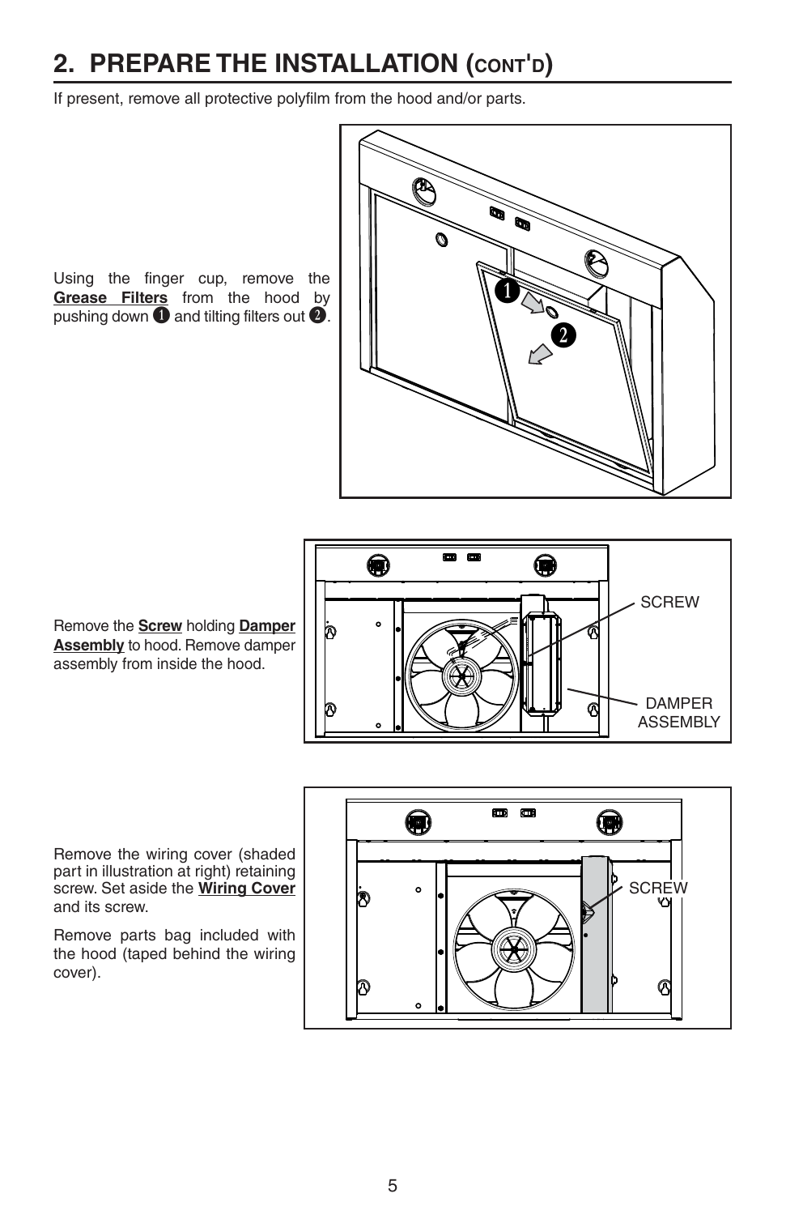## 2. PREPARE THE INSTALLATION (CONT'D)

If present, remove all protective polyfilm from the hood and/or parts.

Using the finger cup, remove the **Grease Filters** from the hood by pushing down ❶ and tilting filters out ❷.

Remove the **Screw** holding **Damper Assembly** to hood. Remove damper assembly from inside the hood.

Remove the wiring cover (shaded part in illustration at right) retaining screw. Set aside the **Wiring Cover** and its screw.

Remove parts bag included with the hood (taped behind the wiring cover).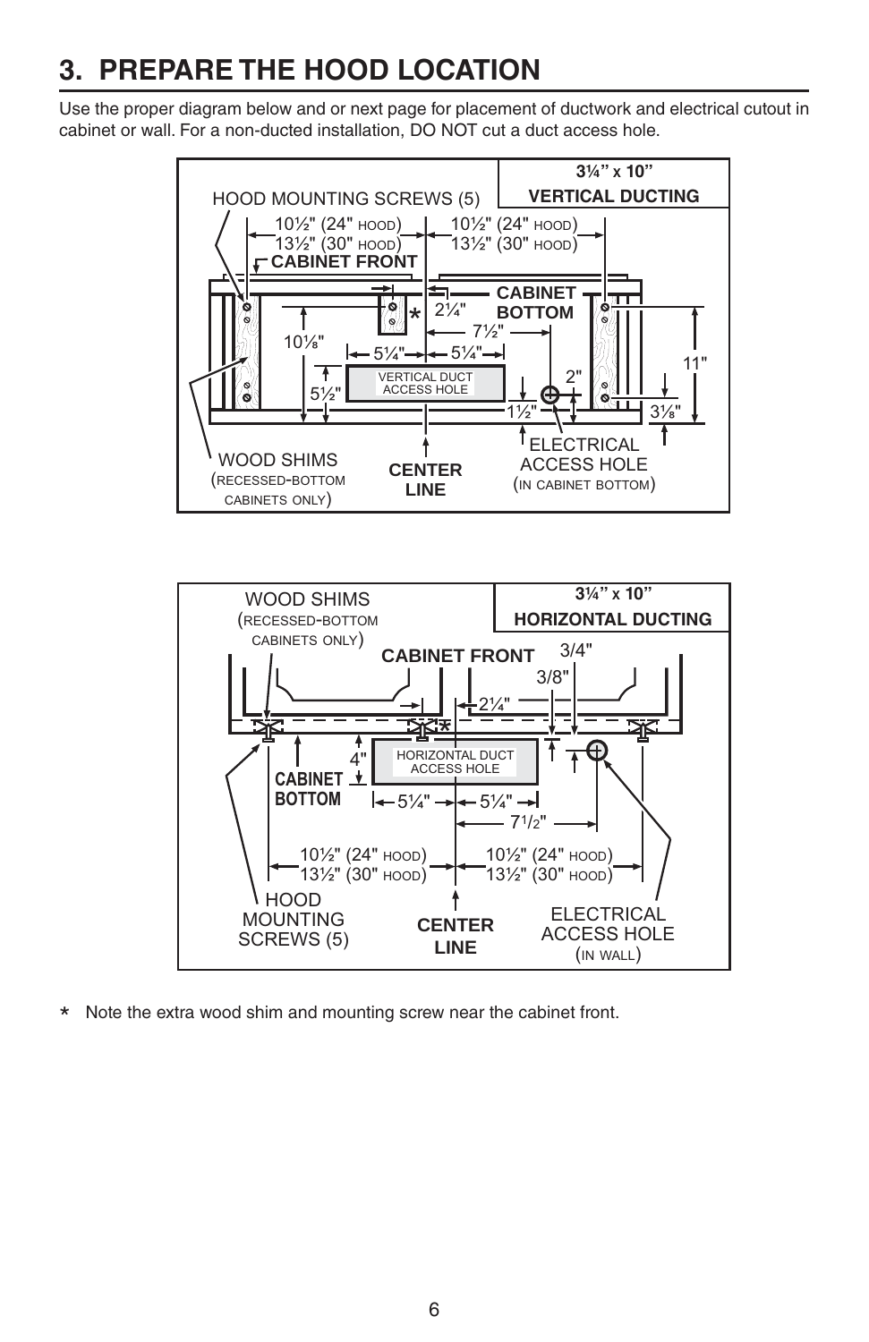# 3. PREPARE THE HOOD LOCATION

Use the proper diagram below and or next page for placement of ductwork and electrical cutout in cabinet or wall. For a non-ducted installation, DO NOT cut a duct access hole.

**3¼" x 10"**
**VERTICAL DUCTING**

HOOD MOUNTING SCREWS (5)

10½" (24" HOOD)
13½" (30" HOOD)

10½" (24" HOOD)
13½" (30" HOOD)

CABINET FRONT

CABINET BOTTOM

2¼"

7½"

10⅛"

5¼"

5¼"

11"

VERTICAL DUCT ACCESS HOLE

5½"

2"

1½"

3⅛"

WOOD SHIMS (RECESSED-BOTTOM CABINETS ONLY)

CENTER LINE

ELECTRICAL ACCESS HOLE (IN CABINET BOTTOM)

**3¼" x 10"**
**HORIZONTAL DUCTING**

WOOD SHIMS (RECESSED-BOTTOM CABINETS ONLY)

CABINET FRONT

3/4"

3/8"

2¼"

4"

CABINET BOTTOM

HORIZONTAL DUCT ACCESS HOLE

5¼"

5¼"

7½"

10½" (24" HOOD)
13½" (30" HOOD)

10½" (24" HOOD)
13½" (30" HOOD)

HOOD MOUNTING SCREWS (5)

CENTER LINE

ELECTRICAL ACCESS HOLE (IN WALL)

* Note the extra wood shim and mounting screw near the cabinet front.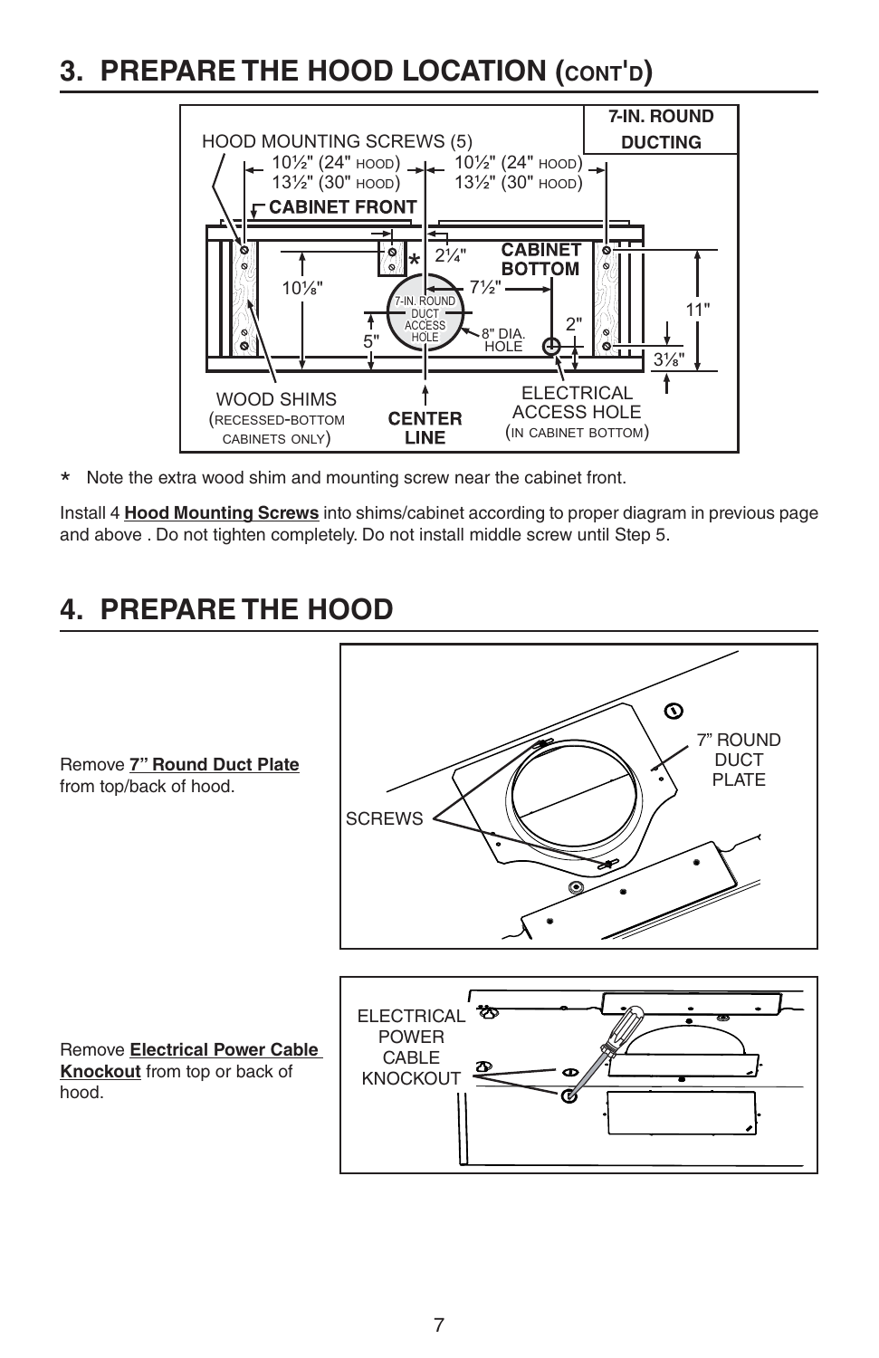# 3. PREPARE THE HOOD LOCATION (CONT'D)

HOOD MOUNTING SCREWS (5)

10½" (24" HOOD)
13½" (30" HOOD)

10½" (24" HOOD)
13½" (30" HOOD)

7-IN. ROUND DUCTING

CABINET FRONT

CABINET BOTTOM

2¼"

10⅛"

7½"

7-IN. ROUND DUCT ACCESS HOLE

8" DIA. HOLE

5"

2"

11"

3⅛"

WOOD SHIMS (RECESSED-BOTTOM CABINETS ONLY)

CENTER LINE

ELECTRICAL ACCESS HOLE (IN CABINET BOTTOM)

\* Note the extra wood shim and mounting screw near the cabinet front.

Install 4 **Hood Mounting Screws** into shims/cabinet according to proper diagram in previous page and above . Do not tighten completely. Do not install middle screw until Step 5.

# 4. PREPARE THE HOOD

Remove **7" Round Duct Plate** from top/back of hood.

SCREWS

7" ROUND DUCT PLATE

Remove **Electrical Power Cable Knockout** from top or back of hood.

ELECTRICAL POWER CABLE KNOCKOUT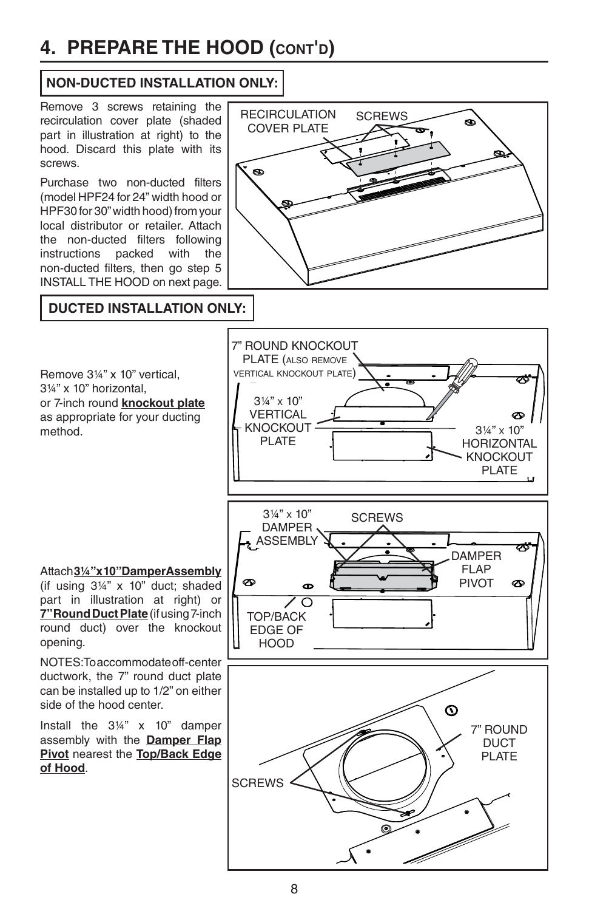# 4. PREPARE THE HOOD (CONT'D)

## NON-DUCTED INSTALLATION ONLY:

Remove 3 screws retaining the recirculation cover plate (shaded part in illustration at right) to the hood. Discard this plate with its screws.

Purchase two non-ducted filters (model HPF24 for 24" width hood or HPF30 for 30" width hood) from your local distributor or retailer. Attach the non-ducted filters following instructions packed with the non-ducted filters, then go step 5 INSTALL THE HOOD on next page.

RECIRCULATION COVER PLATE

SCREWS

## DUCTED INSTALLATION ONLY:

Remove 3¼" x 10" vertical, 3¼" x 10" horizontal, or 7-inch round **knockout plate** as appropriate for your ducting method.

7" ROUND KNOCKOUT PLATE (ALSO REMOVE VERTICAL KNOCKOUT PLATE)

3¼" x 10" VERTICAL KNOCKOUT PLATE

3¼" x 10" HORIZONTAL KNOCKOUT PLATE

Attach **3¼" x 10" Damper Assembly** (if using 3¼" x 10" duct; shaded part in illustration at right) or **7" Round Duct Plate** (if using 7-inch round duct) over the knockout opening.

NOTES: To accommodate off-center ductwork, the 7" round duct plate can be installed up to 1/2" on either side of the hood center.

Install the 3¼" x 10" damper assembly with the **Damper Flap Pivot** nearest the **Top/Back Edge of Hood**.

3¼" x 10" DAMPER ASSEMBLY

SCREWS

DAMPER FLAP PIVOT

TOP/BACK EDGE OF HOOD

7" ROUND DUCT PLATE

SCREWS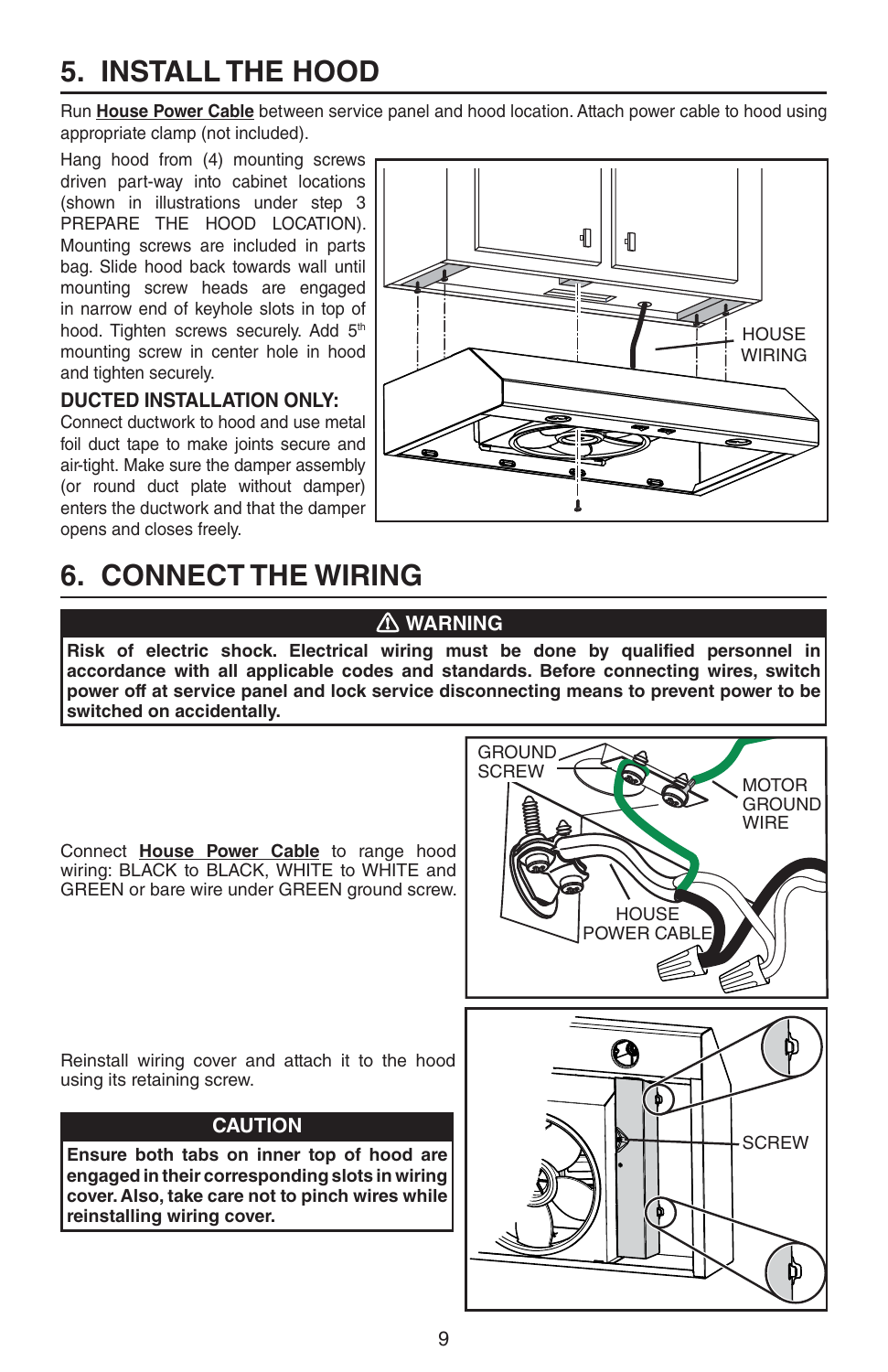# 5. INSTALL THE HOOD

Run **House Power Cable** between service panel and hood location. Attach power cable to hood using appropriate clamp (not included).

Hang hood from (4) mounting screws driven part-way into cabinet locations (shown in illustrations under step 3 PREPARE THE HOOD LOCATION). Mounting screws are included in parts bag. Slide hood back towards wall until mounting screw heads are engaged in narrow end of keyhole slots in top of hood. Tighten screws securely. Add 5th mounting screw in center hole in hood and tighten securely.

### DUCTED INSTALLATION ONLY:

Connect ductwork to hood and use metal foil duct tape to make joints secure and air-tight. Make sure the damper assembly (or round duct plate without damper) enters the ductwork and that the damper opens and closes freely.

HOUSE WIRING

# 6. CONNECT THE WIRING

**⚠ WARNING**

**Risk of electric shock. Electrical wiring must be done by qualified personnel in accordance with all applicable codes and standards. Before connecting wires, switch power off at service panel and lock service disconnecting means to prevent power to be switched on accidentally.**

Connect **House Power Cable** to range hood wiring: BLACK to BLACK, WHITE to WHITE and GREEN or bare wire under GREEN ground screw.

GROUND SCREW

MOTOR GROUND WIRE

HOUSE POWER CABLE

Reinstall wiring cover and attach it to the hood using its retaining screw.

**CAUTION**

**Ensure both tabs on inner top of hood are engaged in their corresponding slots in wiring cover. Also, take care not to pinch wires while reinstalling wiring cover.**

SCREW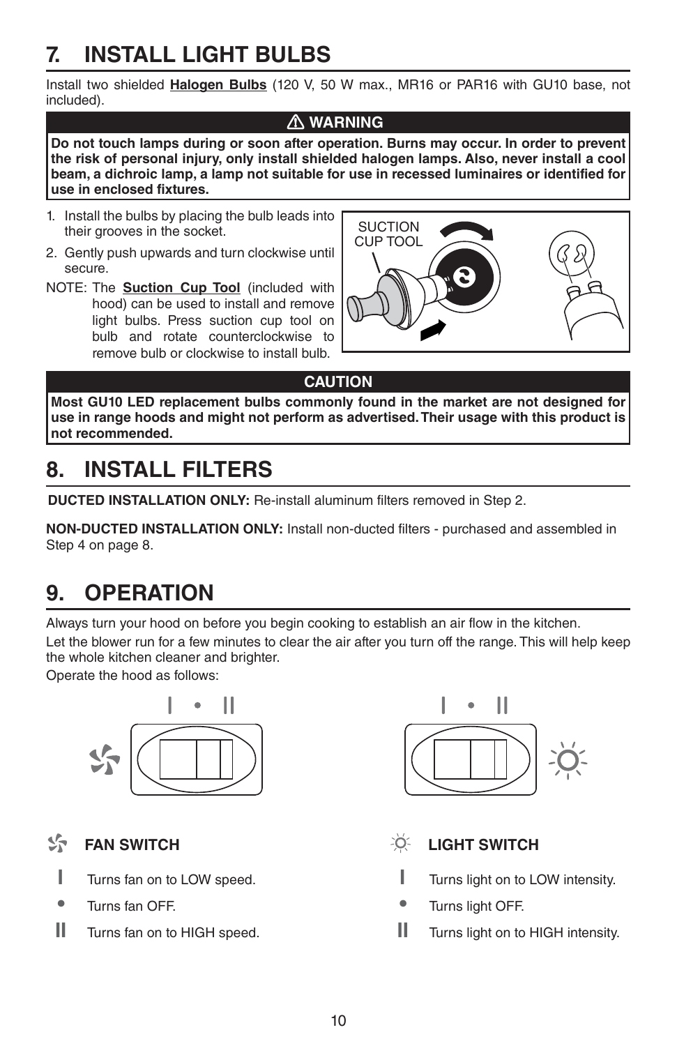# 7. INSTALL LIGHT BULBS

Install two shielded **Halogen Bulbs** (120 V, 50 W max., MR16 or PAR16 with GU10 base, not included).

**⚠ WARNING**

**Do not touch lamps during or soon after operation. Burns may occur. In order to prevent the risk of personal injury, only install shielded halogen lamps. Also, never install a cool beam, a dichroic lamp, a lamp not suitable for use in recessed luminaires or identified for use in enclosed fixtures.**

1. Install the bulbs by placing the bulb leads into their grooves in the socket.
2. Gently push upwards and turn clockwise until secure.

NOTE: The **Suction Cup Tool** (included with hood) can be used to install and remove light bulbs. Press suction cup tool on bulb and rotate counterclockwise to remove bulb or clockwise to install bulb.

SUCTION CUP TOOL

**CAUTION**

**Most GU10 LED replacement bulbs commonly found in the market are not designed for use in range hoods and might not perform as advertised. Their usage with this product is not recommended.**

# 8. INSTALL FILTERS

**DUCTED INSTALLATION ONLY:** Re-install aluminum filters removed in Step 2.

**NON-DUCTED INSTALLATION ONLY:** Install non-ducted filters - purchased and assembled in Step 4 on page 8.

# 9. OPERATION

Always turn your hood on before you begin cooking to establish an air flow in the kitchen.

Let the blower run for a few minutes to clear the air after you turn off the range. This will help keep the whole kitchen cleaner and brighter.

Operate the hood as follows:

**FAN SWITCH**

- **I** Turns fan on to LOW speed.
- **•** Turns fan OFF.
- **II** Turns fan on to HIGH speed.

**LIGHT SWITCH**

- **I** Turns light on to LOW intensity.
- **•** Turns light OFF.
- **II** Turns light on to HIGH intensity.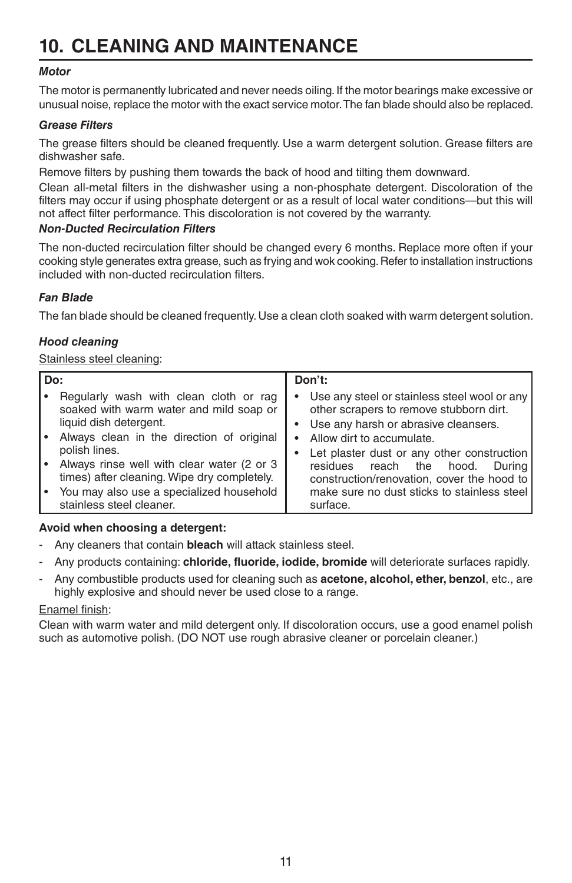# 10. CLEANING AND MAINTENANCE

***Motor***

The motor is permanently lubricated and never needs oiling. If the motor bearings make excessive or unusual noise, replace the motor with the exact service motor. The fan blade should also be replaced.

***Grease Filters***

The grease filters should be cleaned frequently. Use a warm detergent solution. Grease filters are dishwasher safe.

Remove filters by pushing them towards the back of hood and tilting them downward.

Clean all-metal filters in the dishwasher using a non-phosphate detergent. Discoloration of the filters may occur if using phosphate detergent or as a result of local water conditions—but this will not affect filter performance. This discoloration is not covered by the warranty.

***Non-Ducted Recirculation Filters***

The non-ducted recirculation filter should be changed every 6 months. Replace more often if your cooking style generates extra grease, such as frying and wok cooking. Refer to installation instructions included with non-ducted recirculation filters.

***Fan Blade***

The fan blade should be cleaned frequently. Use a clean cloth soaked with warm detergent solution.

***Hood cleaning***

<u>Stainless steel cleaning</u>:

| Do: | Don't: |
|---|---|
| • Regularly wash with clean cloth or rag soaked with warm water and mild soap or liquid dish detergent.<br>• Always clean in the direction of original polish lines.<br>• Always rinse well with clear water (2 or 3 times) after cleaning. Wipe dry completely.<br>• You may also use a specialized household stainless steel cleaner. | • Use any steel or stainless steel wool or any other scrapers to remove stubborn dirt.<br>• Use any harsh or abrasive cleansers.<br>• Allow dirt to accumulate.<br>• Let plaster dust or any other construction residues reach the hood. During construction/renovation, cover the hood to make sure no dust sticks to stainless steel surface. |

**Avoid when choosing a detergent:**

- Any cleaners that contain **bleach** will attack stainless steel.
- Any products containing: **chloride, fluoride, iodide, bromide** will deteriorate surfaces rapidly.
- Any combustible products used for cleaning such as **acetone, alcohol, ether, benzol**, etc., are highly explosive and should never be used close to a range.

<u>Enamel finish</u>:

Clean with warm water and mild detergent only. If discoloration occurs, use a good enamel polish such as automotive polish. (DO NOT use rough abrasive cleaner or porcelain cleaner.)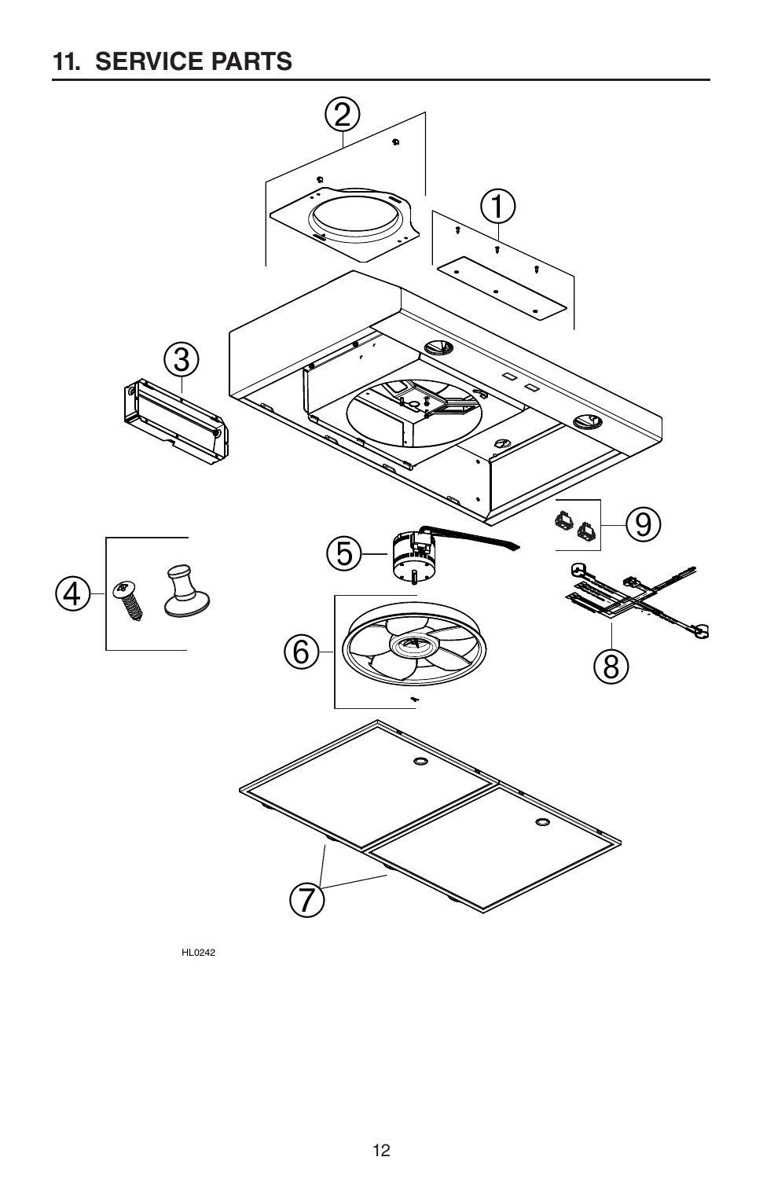## 11. SERVICE PARTS

HL0242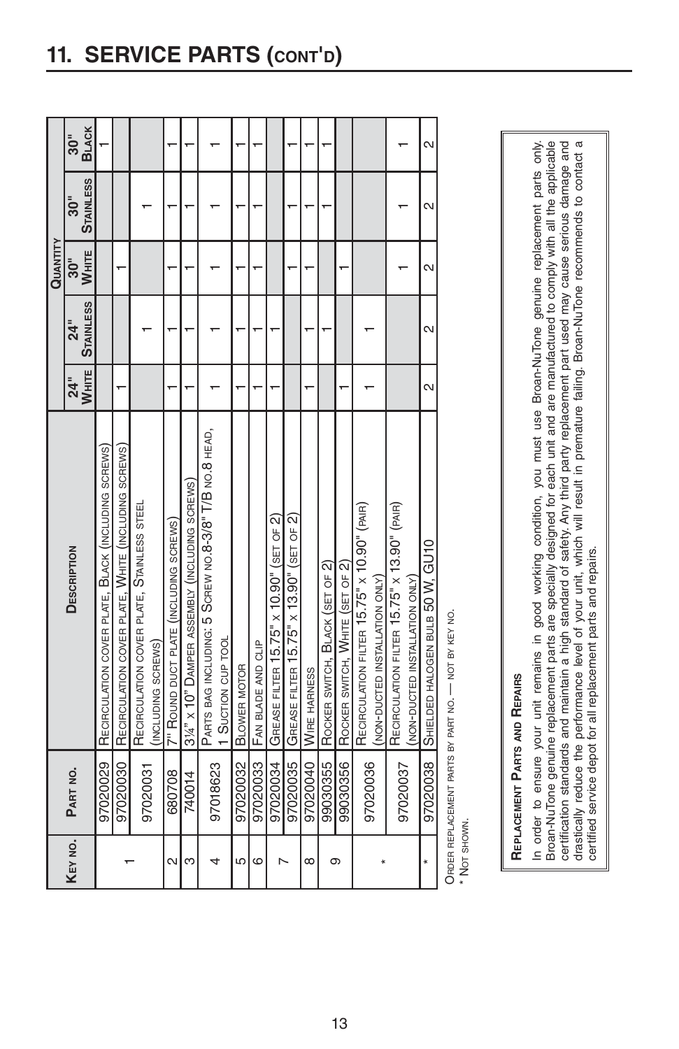# 11. SERVICE PARTS (CONT'D)

| KEY NO. | PART NO. | DESCRIPTION | QUANTITY | | | | |
|---|---|---|---|---|---|---|---|
| | | | 24" WHITE | 24" STAINLESS | 30" WHITE | 30" STAINLESS | 30" BLACK |
| 1 | 97020029 | RECIRCULATION COVER PLATE, BLACK (INCLUDING SCREWS) | | | | | 1 |
| | 97020030 | RECIRCULATION COVER PLATE, WHITE (INCLUDING SCREWS) | 1 | | 1 | | |
| | 97020031 | RECIRCULATION COVER PLATE, STAINLESS STEEL (INCLUDING SCREWS) | | 1 | | 1 | |
| 2 | 680708 | 7" ROUND DUCT PLATE (INCLUDING SCREWS) | 1 | 1 | 1 | 1 | 1 |
| 3 | 740014 | 3¼" x 10" DAMPER ASSEMBLY (INCLUDING SCREWS) | 1 | 1 | 1 | 1 | 1 |
| 4 | 97018623 | PARTS BAG INCLUDING: 5 SCREW NO.8-3/8" T/B NO.8 HEAD, 1 SUCTION CUP TOOL | 1 | 1 | 1 | 1 | 1 |
| 5 | 97020032 | BLOWER MOTOR | 1 | 1 | 1 | 1 | 1 |
| 6 | 97020033 | FAN BLADE AND CLIP | 1 | 1 | 1 | 1 | 1 |
| 7 | 97020034 | GREASE FILTER 15.75" x 10.90" (SET OF 2) | 1 | 1 | | | |
| | 97020035 | GREASE FILTER 15.75" x 13.90" (SET OF 2) | | | 1 | 1 | 1 |
| 8 | 97020040 | WIRE HARNESS | 1 | 1 | 1 | 1 | 1 |
| 9 | 99030355 | ROCKER SWITCH, BLACK (SET OF 2) | | 1 | | 1 | 1 |
| | 99030356 | ROCKER SWITCH, WHITE (SET OF 2) | 1 | | 1 | | |
| * | 97020036 | RECIRCULATION FILTER 15.75" x 10.90" (PAIR) (NON-DUCTED INSTALLATION ONLY) | 1 | 1 | | | |
| | 97020037 | RECIRCULATION FILTER 15.75" x 13.90" (PAIR) (NON-DUCTED INSTALLATION ONLY) | | | 1 | 1 | 1 |
| * | 97020038 | SHIELDED HALOGEN BULB 50 W, GU10 | 2 | 2 | 2 | 2 | 2 |

ORDER REPLACEMENT PARTS BY PART NO. — NOT BY KEY NO.

\* NOT SHOWN.

**REPLACEMENT PARTS AND REPAIRS**

In order to ensure your unit remains in good working condition, you must use Broan-NuTone genuine replacement parts only. Broan-NuTone genuine replacement parts are specially designed for each unit and are manufactured to comply with all the applicable certification standards and maintain a high standard of safety. Any third party replacement part used may cause serious damage and drastically reduce the performance level of your unit, which will result in premature failing. Broan-NuTone recommends to contact a certified service depot for all replacement parts and repairs.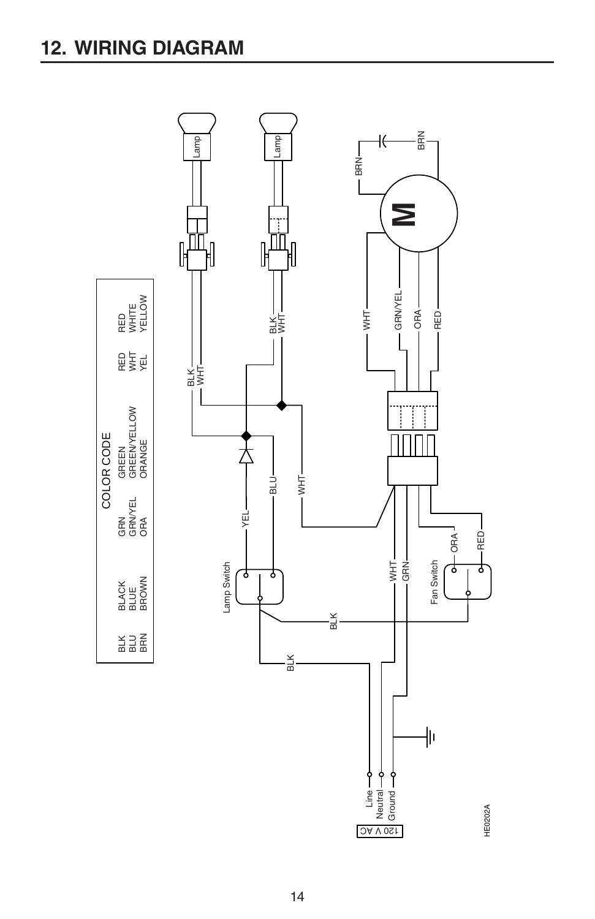# 12. WIRING DIAGRAM

COLOR CODE

BLK BLACK
BLU BLUE
BRN BROWN
GRN GREEN
GRN/YEL GREEN/YELLOW
ORA ORANGE
RED RED
WHT WHITE
YEL YELLOW

Lamp
Lamp
BRN
BRN
M
BLK
WHT
BLK
WHT
WHT
GRN/YEL
ORA
RED
YEL
BLU
WHT
Lamp Switch
BLK
BLK
WHT
GRN
Fan Switch
ORA
RED
Line
Neutral
Ground
120 V AC
HE0202A